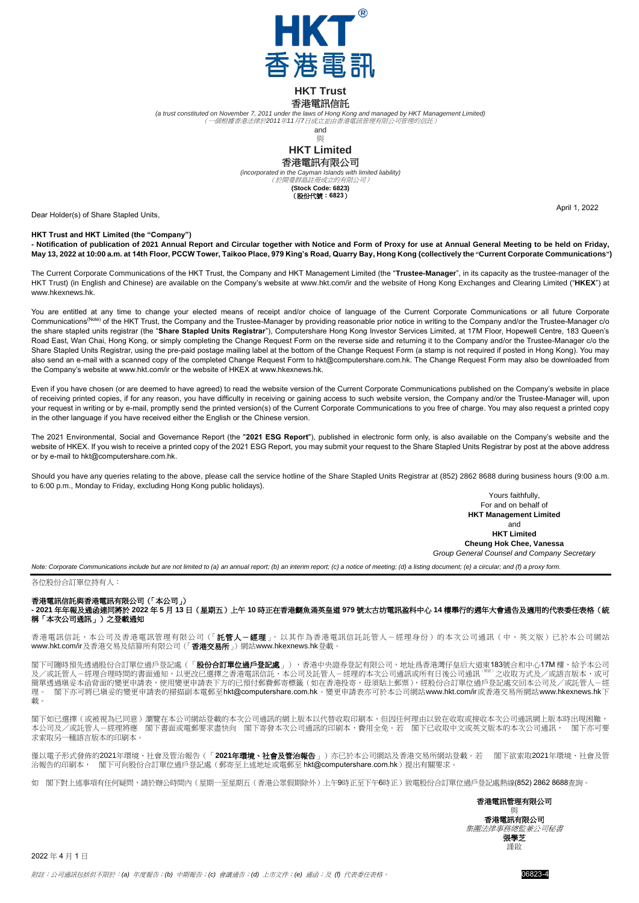# HKT Trust
## 香港電訊信託

*(a trust constituted on November 7, 2011 under the laws of Hong Kong and managed by HKT Management Limited)*
*（一個根據香港法律於2011年11月7日成立並由香港電訊管理有限公司管理的信託）*

and
與

# HKT Limited
## 香港電訊有限公司

*(incorporated in the Cayman Islands with limited liability)*
*（於開曼群島註冊成立的有限公司）*
**(Stock Code: 6823)**
**（股份代號：6823）**

April 1, 2022

Dear Holder(s) of Share Stapled Units,

**HKT Trust and HKT Limited (the "Company")**
**- Notification of publication of 2021 Annual Report and Circular together with Notice and Form of Proxy for use at Annual General Meeting to be held on Friday, May 13, 2022 at 10:00 a.m. at 14th Floor, PCCW Tower, Taikoo Place, 979 King's Road, Quarry Bay, Hong Kong (collectively the "Current Corporate Communications")**

The Current Corporate Communications of the HKT Trust, the Company and HKT Management Limited (the "**Trustee-Manager**", in its capacity as the trustee-manager of the HKT Trust) (in English and Chinese) are available on the Company's website at www.hkt.com/ir and the website of Hong Kong Exchanges and Clearing Limited ("**HKEX**") at www.hkexnews.hk.

You are entitled at any time to change your elected means of receipt and/or choice of language of the Current Corporate Communications or all future Corporate Communications(Note) of the HKT Trust, the Company and the Trustee-Manager by providing reasonable prior notice in writing to the Company and/or the Trustee-Manager c/o the share stapled units registrar (the "**Share Stapled Units Registrar**"), Computershare Hong Kong Investor Services Limited, at 17M Floor, Hopewell Centre, 183 Queen's Road East, Wan Chai, Hong Kong, or simply completing the Change Request Form on the reverse side and returning it to the Company and/or the Trustee-Manager c/o the Share Stapled Units Registrar, using the pre-paid postage mailing label at the bottom of the Change Request Form (a stamp is not required if posted in Hong Kong). You may also send an e-mail with a scanned copy of the completed Change Request Form to hkt@computershare.com.hk. The Change Request Form may also be downloaded from the Company's website at www.hkt.com/ir or the website of HKEX at www.hkexnews.hk.

Even if you have chosen (or are deemed to have agreed) to read the website version of the Current Corporate Communications published on the Company's website in place of receiving printed copies, if for any reason, you have difficulty in receiving or gaining access to such website version, the Company and/or the Trustee-Manager will, upon your request in writing or by e-mail, promptly send the printed version(s) of the Current Corporate Communications to you free of charge. You may also request a printed copy in the other language if you have received either the English or the Chinese version.

The 2021 Environmental, Social and Governance Report (the "**2021 ESG Report**"), published in electronic form only, is also available on the Company's website and the website of HKEX. If you wish to receive a printed copy of the 2021 ESG Report, you may submit your request to the Share Stapled Units Registrar by post at the above address or by e-mail to hkt@computershare.com.hk.

Should you have any queries relating to the above, please call the service hotline of the Share Stapled Units Registrar at (852) 2862 8688 during business hours (9:00 a.m. to 6:00 p.m., Monday to Friday, excluding Hong Kong public holidays).

Yours faithfully,
For and on behalf of
**HKT Management Limited**
and
**HKT Limited**
**Cheung Hok Chee, Vanessa**
*Group General Counsel and Company Secretary*

*Note: Corporate Communications include but are not limited to (a) an annual report; (b) an interim report; (c) a notice of meeting; (d) a listing document; (e) a circular; and (f) a proxy form.*

---

各位股份合訂單位持有人：

**香港電訊信託與香港電訊有限公司（「本公司」）**
**- 2021 年年報及通函連同將於 2022 年 5 月 13 日（星期五）上午 10 時正在香港鰂魚涌英皇道 979 號太古坊電訊盈科中心 14 樓舉行的週年大會通告及適用的代表委任表格（統稱「本次公司通訊」）之登載通知**

香港電訊信託、本公司及香港電訊管理有限公司（「**託管人－經理**」，以其作為香港電訊信託託管人－經理身份）的本次公司通訊（中、英文版）已於本公司網站www.hkt.com/ir及香港交易及結算所有限公司（「**香港交易所**」）網站www.hkexnews.hk登載。

閣下可隨時預先透過股份合訂單位過戶登記處（「**股份合訂單位過戶登記處**」），香港中央證券登記有限公司，地址爲香港灣仔皇后大道東183號合和中心17M樓，給予本公司及／或託管人－經理合理時間的書面通知，以更改已選擇之香港電訊信託、本公司及託管人－經理的本次公司通訊或所有日後公司通訊(附註)之收取方式及／或語言版本，或可簡單透過填妥本函背面的變更申請表，使用變更申請表下方的已預付郵費郵寄標籤（如在香港投寄，毋須貼上郵票），經股份合訂單位過戶登記處交回本公司及／或託管人－經理。閣下亦可將已填妥的變更申請表的掃描副本電郵至hkt@computershare.com.hk。變更申請表亦可於本公司網站www.hkt.com/ir或香港交易所網站www.hkexnews.hk下載。

閣下如已選擇（或被視為已同意）瀏覽在本公司網站登載的本次公司通訊的網上版本以代替收取印刷本，但因任何理由以致在收取或接收本次公司通訊網上版本時出現困難，本公司及／或託管人－經理將應　閣下書面或電郵要求盡快向　閣下寄發本次公司通訊的印刷本，費用全免。若　閣下已收取中文或英文版本的本次公司通訊，　閣下亦可要求索取另一種語言版本的印刷本。

僅以電子形式發佈的2021年環境、社會及管治報告（「**2021年環境、社會及管治報告**」）亦已於本公司網站及香港交易所網站登載。若　閣下欲索取2021年環境、社會及管治報告的印刷本，　閣下可向股份合訂單位過戶登記處（郵寄至上述地址或電郵至 hkt@computershare.com.hk）提出有關要求。

如　閣下對上述事項有任何疑問，請於辦公時間內（星期一至星期五（香港公眾假期除外）上午9時正至下午6時正）致電股份合訂單位過戶登記處熱線(852) 2862 8688查詢。

**香港電訊管理有限公司**
與
**香港電訊有限公司**
*集團法律事務總監兼公司秘書*
**張學芝**
謹啟

2022 年 4 月 1 日

*附註：公司通訊包括但不限於：(a) 年度報告；(b) 中期報告；(c) 會議通告；(d) 上市文件；(e) 通函；及 (f) 代表委任表格。*

06823-4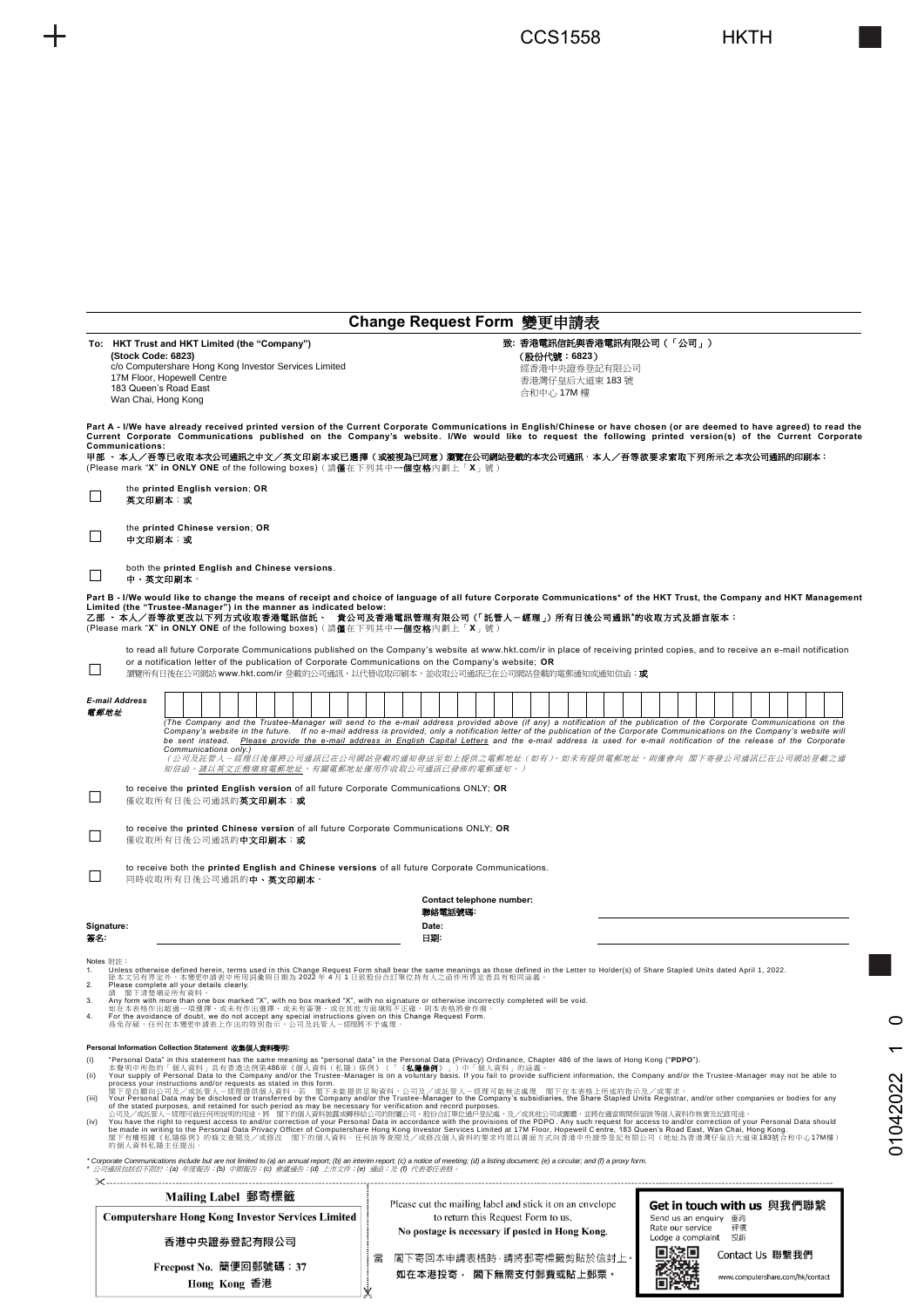# Change Request Form 變更申請表

**To: HKT Trust and HKT Limited (the "Company")**
**(Stock Code: 6823)**
c/o Computershare Hong Kong Investor Services Limited
17M Floor, Hopewell Centre
183 Queen's Road East
Wan Chai, Hong Kong

**致：香港電訊信託與香港電訊有限公司（「公司」）**
**（股份代號：6823）**
經香港中央證券登記有限公司
香港灣仔皇后大道東 183 號
合和中心 17M 樓

**Part A - I/We have already received printed version of the Current Corporate Communications in English/Chinese or have chosen (or are deemed to have agreed) to read the Current Corporate Communications published on the Company's website. I/We would like to request the following printed version(s) of the Current Corporate Communications:**

**甲部 － 本人／吾等已收取本次公司通訊之中文／英文印刷本或已選擇（或被視為已同意）瀏覽在公司網站登載的本次公司通訊，本人／吾等欲要求索取下列所示之本次公司通訊的印刷本：**

(Please mark "**X**" **in ONLY ONE** of the following boxes)（請**僅**在下列其中**一個空格**內劃上「**X**」號）

☐ the **printed English version**; **OR**
**英文印刷本**；**或**

☐ the **printed Chinese version**; **OR**
**中文印刷本**；**或**

☐ both the **printed English and Chinese versions**.
**中、英文印刷本**。

**Part B - I/We would like to change the means of receipt and choice of language of all future Corporate Communications* of the HKT Trust, the Company and HKT Management Limited (the "Trustee-Manager") in the manner as indicated below:**

**乙部 － 本人／吾等欲更改以下列方式收取香港電訊信託、 貴公司及香港電訊管理有限公司（「託管人－經理」）所有日後公司通訊*的收取方式及語言版本：**

(Please mark "**X**" **in ONLY ONE** of the following boxes)（請**僅**在下列其中**一個空格**內劃上「**X**」號）

☐ to read all future Corporate Communications published on the Company's website at www.hkt.com/ir in place of receiving printed copies, and to receive an e-mail notification or a notification letter of the publication of Corporate Communications on the Company's website; **OR**
瀏覽所有日後在公司網站 www.hkt.com/ir 登載的公司通訊，以代替收取印刷本，並收取公司通訊已在公司網站登載的電郵通知或通知信函；**或**

***E-mail Address***
***電郵地址*** ______________________________

*(The Company and the Trustee-Manager will send to the e-mail address provided above (if any) a notification of the publication of the Corporate Communications on the Company's website in the future. If no e-mail address is provided, only a notification letter of the publication of the Corporate Communications on the Company's website will be sent instead. Please provide the e-mail address in English Capital Letters and the e-mail address is used for e-mail notification of the release of the Corporate Communications only.)*
*（公司及託管人－經理日後僅將公司通訊已在公司網站登載的通知發送至如上提供之電郵地址（如有）。如未有提供電郵地址，則僅會向 閣下寄發公司通訊已在公司網站登載之通知信函。請以英文正楷填寫電郵地址，有關電郵地址僅用作收取公司通訊已發佈的電郵通知。）*

☐ to receive the **printed English version** of all future Corporate Communications ONLY; **OR**
僅收取所有日後公司通訊的**英文印刷本**；**或**

☐ to receive the **printed Chinese version** of all future Corporate Communications ONLY; **OR**
僅收取所有日後公司通訊的**中文印刷本**；**或**

☐ to receive both the **printed English and Chinese versions** of all future Corporate Communications.
同時收取所有日後公司通訊的**中、英文印刷本**。

**Contact telephone number:**
**聯絡電話號碼:** ______________________________

**Signature:**
**簽名:** ______________________________

**Date:**
**日期:** ______________________________

Notes 附註：

1. Unless otherwise defined herein, terms used in this Change Request Form shall bear the same meanings as those defined in the Letter to Holder(s) of Share Stapled Units dated April 1, 2022.
除本文另有界定外，本變更申請表中所用詞彙與日期為 2022 年 4 月 1 日致股份合訂單位持有人之函件所界定者具有相同涵義。
2. Please complete all your details clearly.
請 閣下清楚填妥所有資料。
3. Any form with more than one box marked "X", with no box marked "X", with no signature or otherwise incorrectly completed will be void.
如在本表格作出超過一項選擇，或未有作出選擇，或未有簽署，或在其他方面填寫不正確，則本表格將會作廢。
4. For the avoidance of doubt, we do not accept any special instructions given on this Change Request Form.
為免存疑，任何在本變更申請表上作出的特別指示，公司及託管人－經理將不予處理。

**Personal Information Collection Statement 收集個人資料聲明:**

(i) "Personal Data" in this statement has the same meaning as "personal data" in the Personal Data (Privacy) Ordinance, Chapter 486 of the laws of Hong Kong ("**PDPO**").
本聲明中所指的「個人資料」具有香港法例第486章《個人資料（私隱）條例》（「**私隱條例**」）中「個人資料」的涵義。
(ii) Your supply of Personal Data to the Company and/or the Trustee-Manager is on a voluntary basis. If you fail to provide sufficient information, the Company and/or the Trustee-Manager may not be able to process your instructions and/or requests as stated in this form.
閣下是自願向公司及／或託管人－經理提供個人資料。若 閣下未能提供足夠資料，公司及／或託管人－經理可能無法處理 閣下在本表格上所述的指示及／或要求。
(iii) Your Personal Data may be disclosed or transferred by the Company and/or the Trustee-Manager to the Company's subsidiaries, the Share Stapled Units Registrar, and/or other companies or bodies for any of the stated purposes, and retained for such period as may be necessary for verification and record purposes.
公司及／或託管人－經理可就任何所說明的用途，將 閣下的個人資料披露或轉移給公司的附屬公司、股份合訂單位過戶登記處，及／或其他公司或團體，並將在適當期間保留該等個人資料作核實及記錄用途。
(iv) You have the right to request access to and/or correction of your Personal Data in accordance with the provisions of the PDPO. Any such request for access to and/or correction of your Personal Data should be made in writing to the Personal Data Privacy Officer of Computershare Hong Kong Investor Services Limited at 17M Floor, Hopewell Centre, 183 Queen's Road East, Wan Chai, Hong Kong.
閣下有權根據《私隱條例》的條文查閱及／或修改 閣下的個人資料。任何該等查閱及／或修改個人資料的要求均須以書面方式向香港中央證券登記有限公司（地址為香港灣仔皇后大道東183號合和中心17M樓）的個人資料私隱主任提出。

*\* Corporate Communications include but are not limited to (a) an annual report; (b) an interim report; (c) a notice of meeting; (d) a listing document; (e) a circular; and (f) a proxy form.*
*\* 公司通訊包括但不限於：(a) 年度報告；(b) 中期報告；(c) 會議通告；(d) 上市文件；(e) 通函；及 (f) 代表委任表格。*

---

**Mailing Label 郵寄標籤**

**Computershare Hong Kong Investor Services Limited**
**香港中央證券登記有限公司**
**Freepost No. 簡便回郵號碼：37**
**Hong Kong 香港**

Please cut the mailing label and stick it on an envelope to return this Request Form to us.
**No postage is necessary if posted in Hong Kong.**

當 閣下寄回本申請表格時，請將郵寄標籤剪貼於信封上。
**如在本港投寄， 閣下無需支付郵費或貼上郵票。**

**Get in touch with us 與我們聯繫**
Send us an enquiry 查詢
Rate our service 評價
Lodge a complaint 投訴
Contact Us 聯繫我們
www.computershare.com/hk/contact